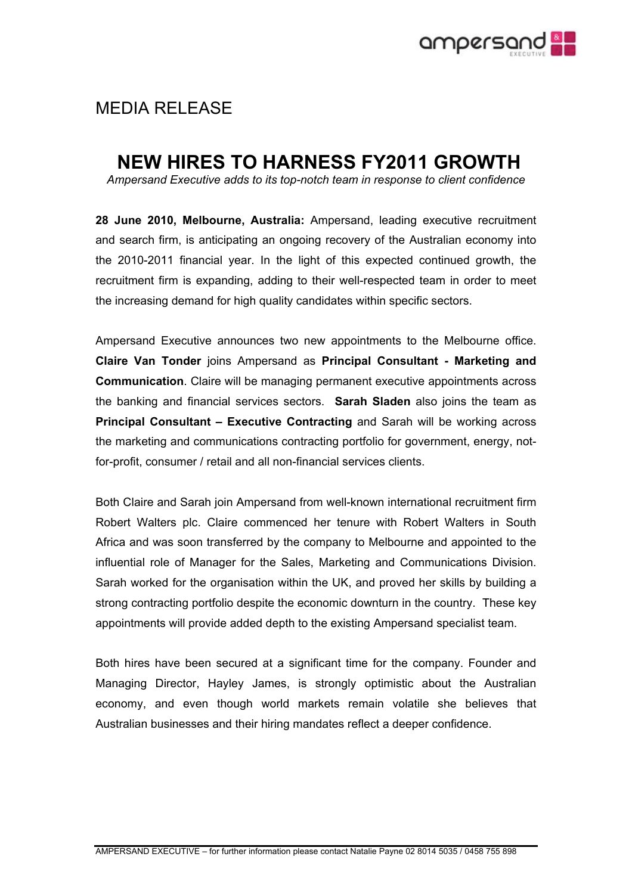MEDIA RELEASE

# NEW HIRES TO HARNESS FY2011 GROWTH

*Ampersand Executive adds to its top-notch team in response to client confidence*

**28 June 2010, Melbourne, Australia:** Ampersand, leading executive recruitment and search firm, is anticipating an ongoing recovery of the Australian economy into the 2010-2011 financial year. In the light of this expected continued growth, the recruitment firm is expanding, adding to their well-respected team in order to meet the increasing demand for high quality candidates within specific sectors.

Ampersand Executive announces two new appointments to the Melbourne office. **Claire Van Tonder** joins Ampersand as **Principal Consultant - Marketing and Communication**. Claire will be managing permanent executive appointments across the banking and financial services sectors. **Sarah Sladen** also joins the team as **Principal Consultant – Executive Contracting** and Sarah will be working across the marketing and communications contracting portfolio for government, energy, not-for-profit, consumer / retail and all non-financial services clients.

Both Claire and Sarah join Ampersand from well-known international recruitment firm Robert Walters plc. Claire commenced her tenure with Robert Walters in South Africa and was soon transferred by the company to Melbourne and appointed to the influential role of Manager for the Sales, Marketing and Communications Division. Sarah worked for the organisation within the UK, and proved her skills by building a strong contracting portfolio despite the economic downturn in the country. These key appointments will provide added depth to the existing Ampersand specialist team.

Both hires have been secured at a significant time for the company. Founder and Managing Director, Hayley James, is strongly optimistic about the Australian economy, and even though world markets remain volatile she believes that Australian businesses and their hiring mandates reflect a deeper confidence.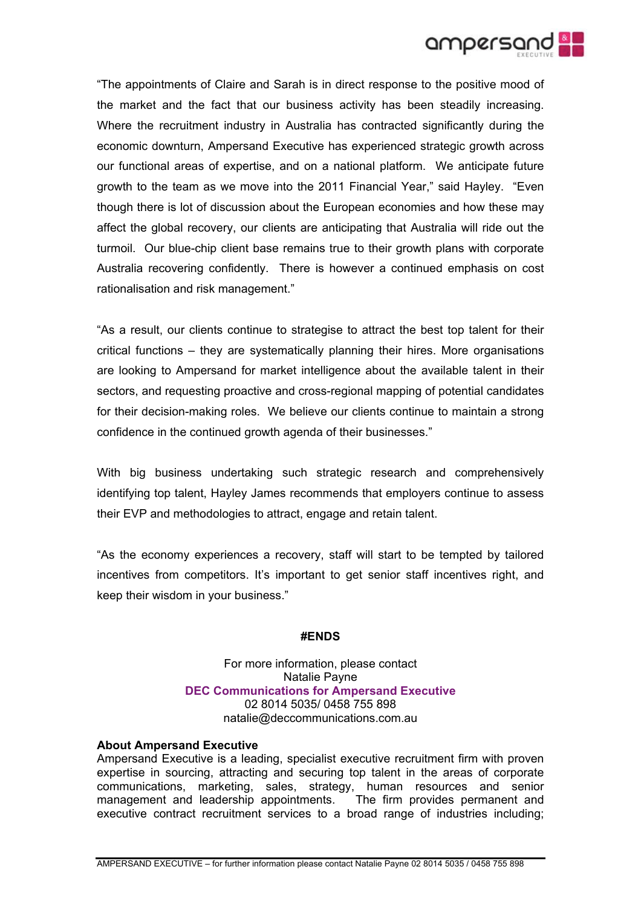"The appointments of Claire and Sarah is in direct response to the positive mood of the market and the fact that our business activity has been steadily increasing. Where the recruitment industry in Australia has contracted significantly during the economic downturn, Ampersand Executive has experienced strategic growth across our functional areas of expertise, and on a national platform. We anticipate future growth to the team as we move into the 2011 Financial Year," said Hayley. "Even though there is lot of discussion about the European economies and how these may affect the global recovery, our clients are anticipating that Australia will ride out the turmoil. Our blue-chip client base remains true to their growth plans with corporate Australia recovering confidently. There is however a continued emphasis on cost rationalisation and risk management."

"As a result, our clients continue to strategise to attract the best top talent for their critical functions – they are systematically planning their hires. More organisations are looking to Ampersand for market intelligence about the available talent in their sectors, and requesting proactive and cross-regional mapping of potential candidates for their decision-making roles. We believe our clients continue to maintain a strong confidence in the continued growth agenda of their businesses."

With big business undertaking such strategic research and comprehensively identifying top talent, Hayley James recommends that employers continue to assess their EVP and methodologies to attract, engage and retain talent.

"As the economy experiences a recovery, staff will start to be tempted by tailored incentives from competitors. It's important to get senior staff incentives right, and keep their wisdom in your business."

**#ENDS**

For more information, please contact
Natalie Payne
**DEC Communications for Ampersand Executive**
02 8014 5035/ 0458 755 898
natalie@deccommunications.com.au

**About Ampersand Executive**

Ampersand Executive is a leading, specialist executive recruitment firm with proven expertise in sourcing, attracting and securing top talent in the areas of corporate communications, marketing, sales, strategy, human resources and senior management and leadership appointments. The firm provides permanent and executive contract recruitment services to a broad range of industries including;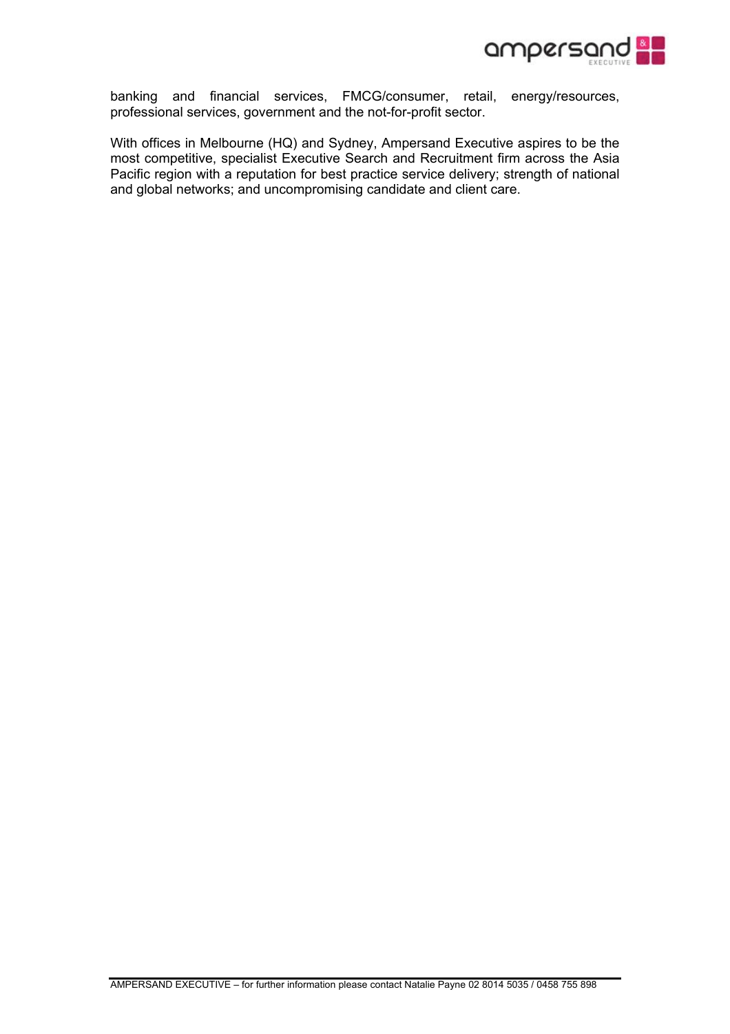banking and financial services, FMCG/consumer, retail, energy/resources, professional services, government and the not-for-profit sector.

With offices in Melbourne (HQ) and Sydney, Ampersand Executive aspires to be the most competitive, specialist Executive Search and Recruitment firm across the Asia Pacific region with a reputation for best practice service delivery; strength of national and global networks; and uncompromising candidate and client care.